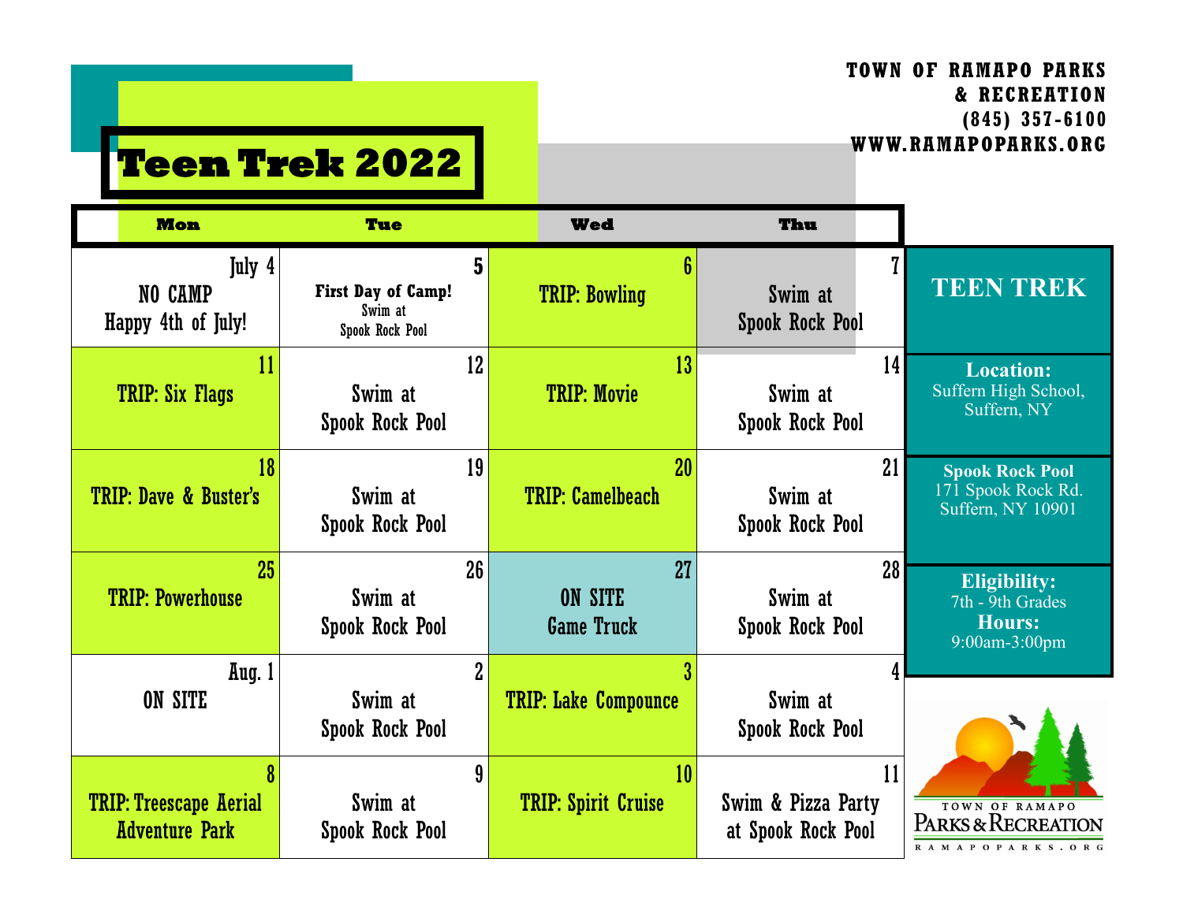TOWN OF RAMAPO PARKS & RECREATION
(845) 357-6100
WWW.RAMAPOPARKS.ORG

# Teen Trek 2022

| Mon | Tue | Wed | Thu |
|---|---|---|---|
| July 4 NO CAMP Happy 4th of July! | 5 **First Day of Camp!** Swim at Spook Rock Pool | 6 TRIP: Bowling | 7 Swim at Spook Rock Pool |
| 11 TRIP: Six Flags | 12 Swim at Spook Rock Pool | 13 TRIP: Movie | 14 Swim at Spook Rock Pool |
| 18 TRIP: Dave & Buster's | 19 Swim at Spook Rock Pool | 20 TRIP: Camelbeach | 21 Swim at Spook Rock Pool |
| 25 TRIP: Powerhouse | 26 Swim at Spook Rock Pool | 27 ON SITE Game Truck | 28 Swim at Spook Rock Pool |
| Aug. 1 ON SITE | 2 Swim at Spook Rock Pool | 3 TRIP: Lake Compounce | 4 Swim at Spook Rock Pool |
| 8 TRIP: Treescape Aerial Adventure Park | 9 Swim at Spook Rock Pool | 10 TRIP: Spirit Cruise | 11 Swim & Pizza Party at Spook Rock Pool |

## TEEN TREK

**Location:**
Suffern High School, Suffern, NY

**Spook Rock Pool**
171 Spook Rock Rd.
Suffern, NY 10901

**Eligibility:**
7th - 9th Grades

**Hours:**
9:00am-3:00pm

TOWN OF RAMAPO
PARKS & RECREATION
RAMAPOPARKS.ORG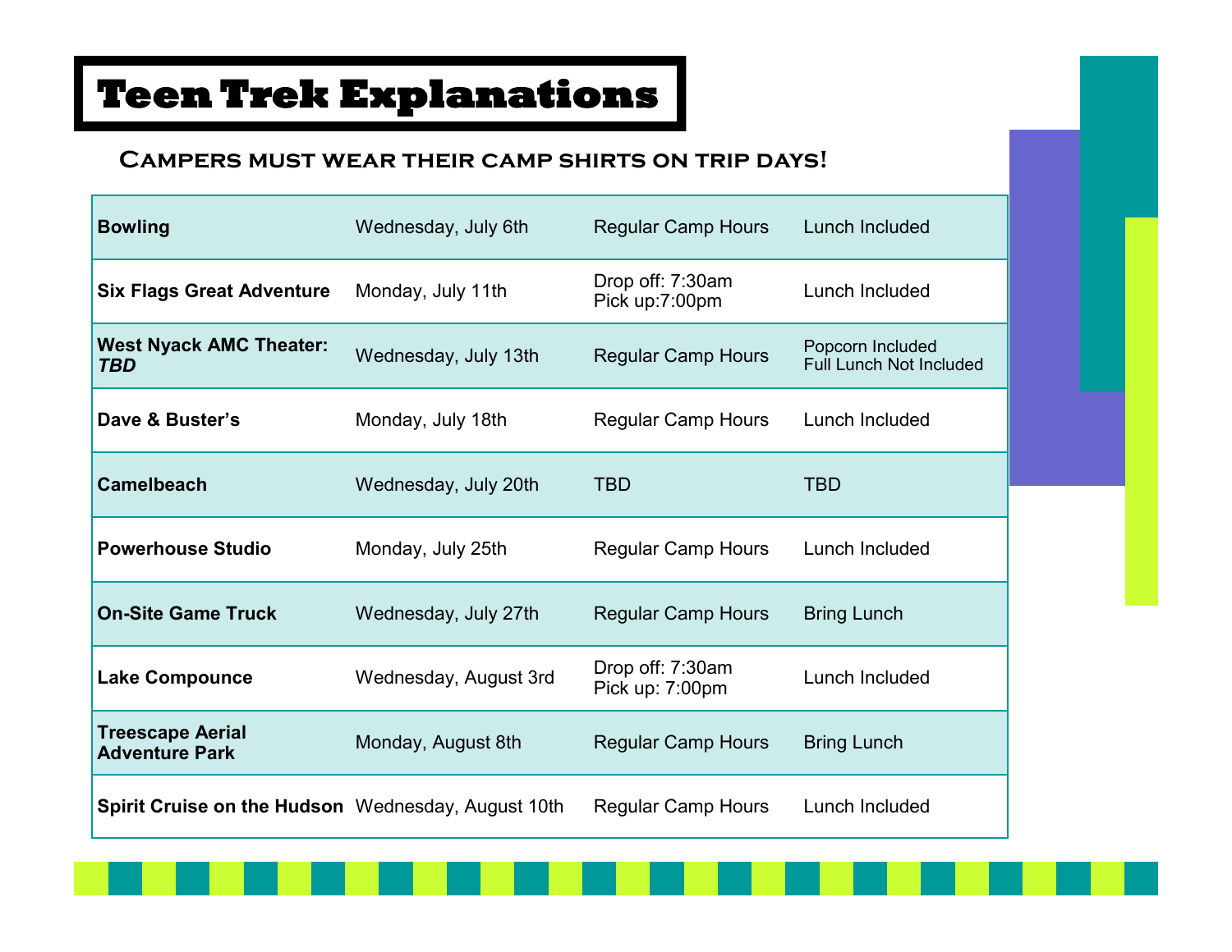# Teen Trek Explanations

## Campers must wear their camp shirts on trip days!

| | | | |
|---|---|---|---|
| **Bowling** | Wednesday, July 6th | Regular Camp Hours | Lunch Included |
| **Six Flags Great Adventure** | Monday, July 11th | Drop off: 7:30am<br>Pick up:7:00pm | Lunch Included |
| **West Nyack AMC Theater: *TBD*** | Wednesday, July 13th | Regular Camp Hours | Popcorn Included<br>Full Lunch Not Included |
| **Dave & Buster's** | Monday, July 18th | Regular Camp Hours | Lunch Included |
| **Camelbeach** | Wednesday, July 20th | TBD | TBD |
| **Powerhouse Studio** | Monday, July 25th | Regular Camp Hours | Lunch Included |
| **On-Site Game Truck** | Wednesday, July 27th | Regular Camp Hours | Bring Lunch |
| **Lake Compounce** | Wednesday, August 3rd | Drop off: 7:30am<br>Pick up: 7:00pm | Lunch Included |
| **Treescape Aerial Adventure Park** | Monday, August 8th | Regular Camp Hours | Bring Lunch |
| **Spirit Cruise on the Hudson** | Wednesday, August 10th | Regular Camp Hours | Lunch Included |